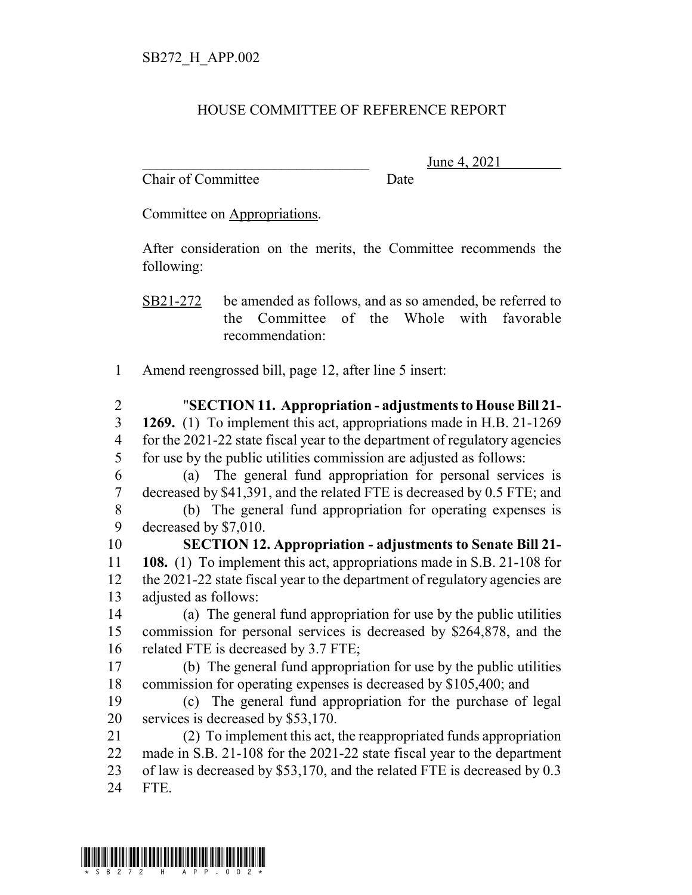SB272_H_APP.002

# HOUSE COMMITTEE OF REFERENCE REPORT

________________________________ June 4, 2021
Chair of Committee Date

Committee on Appropriations.

After consideration on the merits, the Committee recommends the following:

SB21-272 be amended as follows, and as so amended, be referred to the Committee of the Whole with favorable recommendation:

1 Amend reengrossed bill, page 12, after line 5 insert:

2 "**SECTION 11. Appropriation - adjustments to House Bill 21-**
3 **1269.** (1) To implement this act, appropriations made in H.B. 21-1269
4 for the 2021-22 state fiscal year to the department of regulatory agencies
5 for use by the public utilities commission are adjusted as follows:
6 (a) The general fund appropriation for personal services is
7 decreased by $41,391, and the related FTE is decreased by 0.5 FTE; and
8 (b) The general fund appropriation for operating expenses is
9 decreased by $7,010.
10 **SECTION 12. Appropriation - adjustments to Senate Bill 21-**
11 **108.** (1) To implement this act, appropriations made in S.B. 21-108 for
12 the 2021-22 state fiscal year to the department of regulatory agencies are
13 adjusted as follows:
14 (a) The general fund appropriation for use by the public utilities
15 commission for personal services is decreased by $264,878, and the
16 related FTE is decreased by 3.7 FTE;
17 (b) The general fund appropriation for use by the public utilities
18 commission for operating expenses is decreased by $105,400; and
19 (c) The general fund appropriation for the purchase of legal
20 services is decreased by $53,170.
21 (2) To implement this act, the reappropriated funds appropriation
22 made in S.B. 21-108 for the 2021-22 state fiscal year to the department
23 of law is decreased by $53,170, and the related FTE is decreased by 0.3
24 FTE.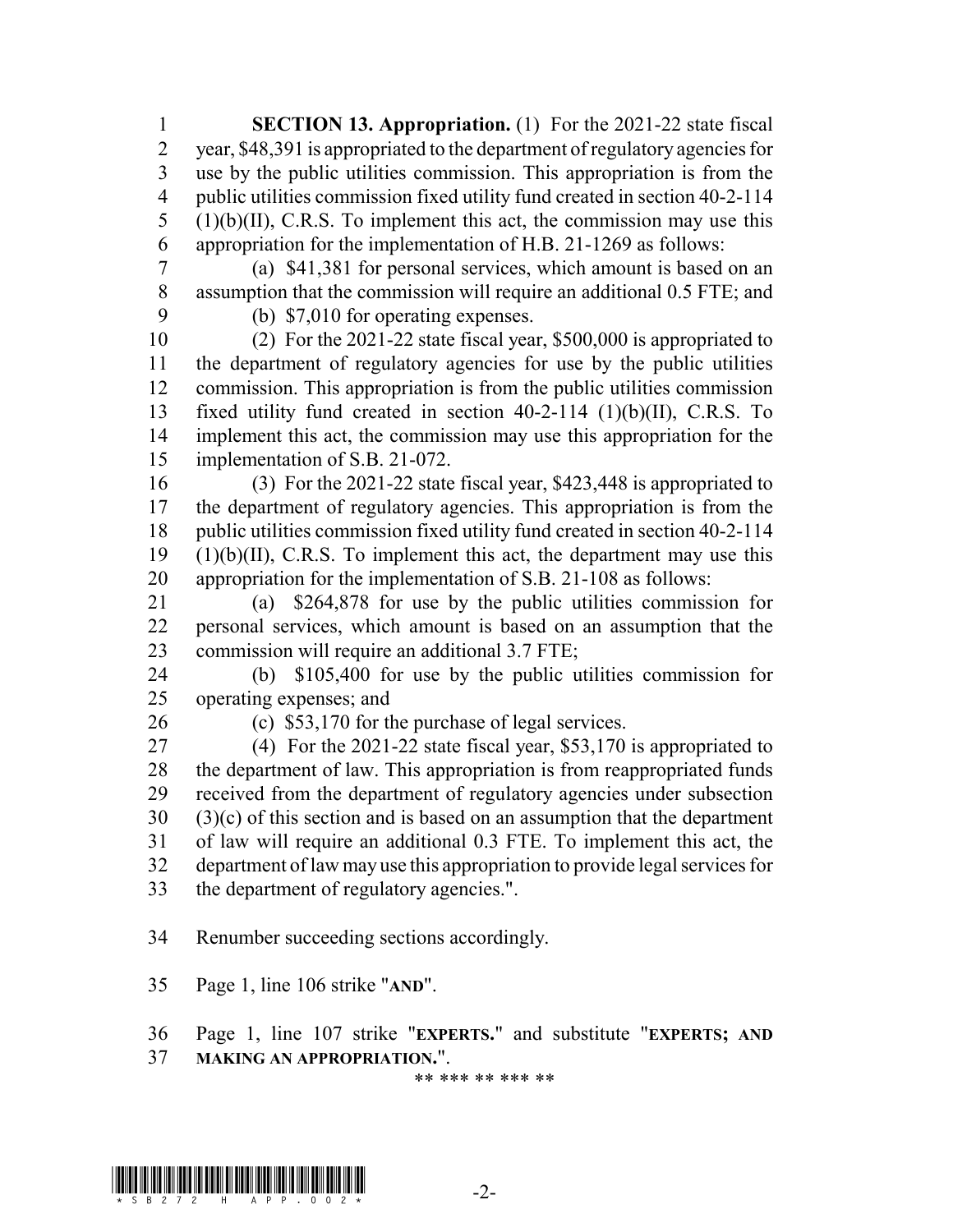**SECTION 13. Appropriation.** (1) For the 2021-22 state fiscal year, $48,391 is appropriated to the department of regulatory agencies for use by the public utilities commission. This appropriation is from the public utilities commission fixed utility fund created in section 40-2-114 (1)(b)(II), C.R.S. To implement this act, the commission may use this appropriation for the implementation of H.B. 21-1269 as follows:

(a) $41,381 for personal services, which amount is based on an assumption that the commission will require an additional 0.5 FTE; and

(b) $7,010 for operating expenses.

(2) For the 2021-22 state fiscal year, $500,000 is appropriated to the department of regulatory agencies for use by the public utilities commission. This appropriation is from the public utilities commission fixed utility fund created in section 40-2-114 (1)(b)(II), C.R.S. To implement this act, the commission may use this appropriation for the implementation of S.B. 21-072.

(3) For the 2021-22 state fiscal year, $423,448 is appropriated to the department of regulatory agencies. This appropriation is from the public utilities commission fixed utility fund created in section 40-2-114 (1)(b)(II), C.R.S. To implement this act, the department may use this appropriation for the implementation of S.B. 21-108 as follows:

(a) $264,878 for use by the public utilities commission for personal services, which amount is based on an assumption that the commission will require an additional 3.7 FTE;

(b) $105,400 for use by the public utilities commission for operating expenses; and

(c) $53,170 for the purchase of legal services.

(4) For the 2021-22 state fiscal year, $53,170 is appropriated to the department of law. This appropriation is from reappropriated funds received from the department of regulatory agencies under subsection (3)(c) of this section and is based on an assumption that the department of law will require an additional 0.3 FTE. To implement this act, the department of law may use this appropriation to provide legal services for the department of regulatory agencies.".

Renumber succeeding sections accordingly.

Page 1, line 106 strike "**AND**".

Page 1, line 107 strike "**EXPERTS.**" and substitute "**EXPERTS; AND MAKING AN APPROPRIATION.**".

** *** ** *** **